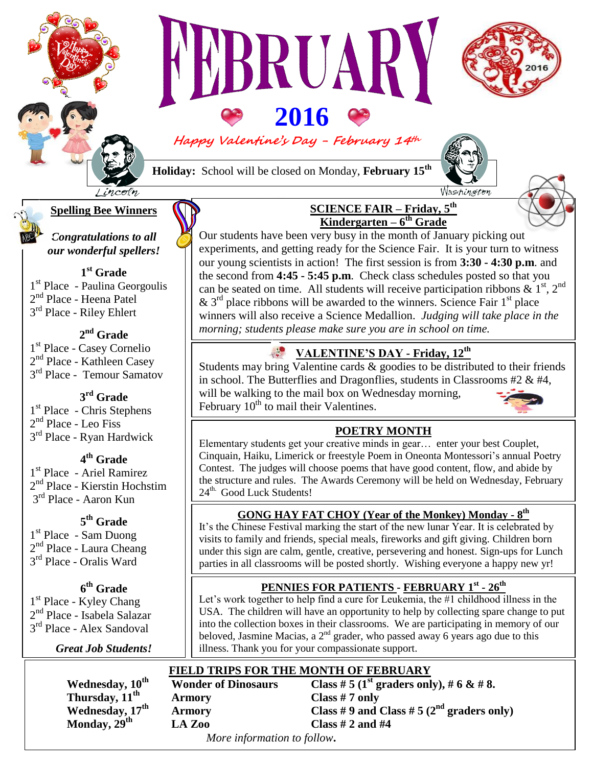# FEBRUARY 2016

*Happy Valentine's Day – February 14th*

**Holiday:** School will be closed on Monday, **February 15th**

Lincoln | Washington

## Spelling Bee Winners

***Congratulations to all our wonderful spellers!***

**1st Grade**
- 1st Place - Paulina Georgoulis
- 2nd Place - Heena Patel
- 3rd Place - Riley Ehlert

**2nd Grade**
- 1st Place - Casey Cornelio
- 2nd Place - Kathleen Casey
- 3rd Place - Temour Samatov

**3rd Grade**
- 1st Place - Chris Stephens
- 2nd Place - Leo Fiss
- 3rd Place - Ryan Hardwick

**4th Grade**
- 1st Place - Ariel Ramirez
- 2nd Place - Kierstin Hochstim
- 3rd Place - Aaron Kun

**5th Grade**
- 1st Place - Sam Duong
- 2nd Place - Laura Cheang
- 3rd Place - Oralis Ward

**6th Grade**
- 1st Place - Kyley Chang
- 2nd Place - Isabela Salazar
- 3rd Place - Alex Sandoval

***Great Job Students!***

## SCIENCE FAIR – Friday, 5th Kindergarten – 6th Grade

Our students have been very busy in the month of January picking out experiments, and getting ready for the Science Fair. It is your turn to witness our young scientists in action! The first session is from **3:30 - 4:30 p.m**. and the second from **4:45 - 5:45 p.m**. Check class schedules posted so that you can be seated on time. All students will receive participation ribbons & 1st, 2nd & 3rd place ribbons will be awarded to the winners. Science Fair 1st place winners will also receive a Science Medallion. *Judging will take place in the morning; students please make sure you are in school on time.*

## VALENTINE'S DAY - Friday, 12th

Students may bring Valentine cards & goodies to be distributed to their friends in school. The Butterflies and Dragonflies, students in Classrooms #2 & #4, will be walking to the mail box on Wednesday morning, February 10th to mail their Valentines.

## POETRY MONTH

Elementary students get your creative minds in gear… enter your best Couplet, Cinquain, Haiku, Limerick or freestyle Poem in Oneonta Montessori's annual Poetry Contest. The judges will choose poems that have good content, flow, and abide by the structure and rules. The Awards Ceremony will be held on Wednesday, February 24th. Good Luck Students!

## GONG HAY FAT CHOY (Year of the Monkey) Monday - 8th

It's the Chinese Festival marking the start of the new lunar Year. It is celebrated by visits to family and friends, special meals, fireworks and gift giving. Children born under this sign are calm, gentle, creative, persevering and honest. Sign-ups for Lunch parties in all classrooms will be posted shortly. Wishing everyone a happy new yr!

## PENNIES FOR PATIENTS - FEBRUARY 1st - 26th

Let's work together to help find a cure for Leukemia, the #1 childhood illness in the USA. The children will have an opportunity to help by collecting spare change to put into the collection boxes in their classrooms. We are participating in memory of our beloved, Jasmine Macias, a 2nd grader, who passed away 6 years ago due to this illness. Thank you for your compassionate support.

## FIELD TRIPS FOR THE MONTH OF FEBRUARY

| Date | Destination | Classes |
|---|---|---|
| **Wednesday, 10th** | **Wonder of Dinosaurs** | **Class # 5 (1st graders only), # 6 & # 8.** |
| **Thursday, 11th** | **Armory** | **Class # 7 only** |
| **Wednesday, 17th** | **Armory** | **Class # 9 and Class # 5 (2nd graders only)** |
| **Monday, 29th** | **LA Zoo** | **Class # 2 and #4** |

*More information to follow*.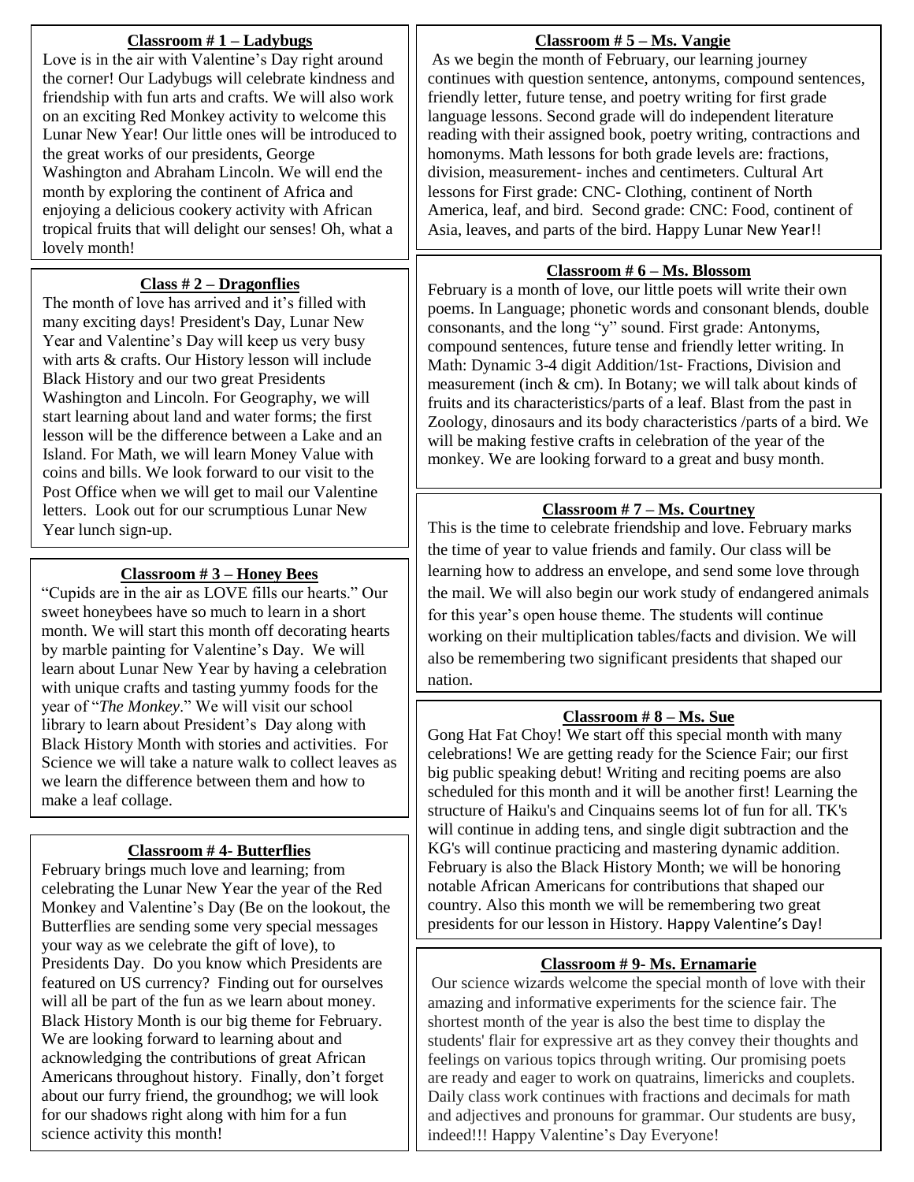### Classroom # 1 – Ladybugs

Love is in the air with Valentine's Day right around the corner! Our Ladybugs will celebrate kindness and friendship with fun arts and crafts. We will also work on an exciting Red Monkey activity to welcome this Lunar New Year! Our little ones will be introduced to the great works of our presidents, George Washington and Abraham Lincoln. We will end the month by exploring the continent of Africa and enjoying a delicious cookery activity with African tropical fruits that will delight our senses! Oh, what a lovely month!

### Class # 2 – Dragonflies

The month of love has arrived and it's filled with many exciting days! President's Day, Lunar New Year and Valentine's Day will keep us very busy with arts & crafts. Our History lesson will include Black History and our two great Presidents Washington and Lincoln. For Geography, we will start learning about land and water forms; the first lesson will be the difference between a Lake and an Island. For Math, we will learn Money Value with coins and bills. We look forward to our visit to the Post Office when we will get to mail our Valentine letters. Look out for our scrumptious Lunar New Year lunch sign-up.

### Classroom # 3 – Honey Bees

"Cupids are in the air as LOVE fills our hearts." Our sweet honeybees have so much to learn in a short month. We will start this month off decorating hearts by marble painting for Valentine's Day. We will learn about Lunar New Year by having a celebration with unique crafts and tasting yummy foods for the year of "*The Monkey*." We will visit our school library to learn about President's Day along with Black History Month with stories and activities. For Science we will take a nature walk to collect leaves as we learn the difference between them and how to make a leaf collage.

### Classroom # 4- Butterflies

February brings much love and learning; from celebrating the Lunar New Year the year of the Red Monkey and Valentine's Day (Be on the lookout, the Butterflies are sending some very special messages your way as we celebrate the gift of love), to Presidents Day. Do you know which Presidents are featured on US currency? Finding out for ourselves will all be part of the fun as we learn about money. Black History Month is our big theme for February. We are looking forward to learning about and acknowledging the contributions of great African Americans throughout history. Finally, don't forget about our furry friend, the groundhog; we will look for our shadows right along with him for a fun science activity this month!

### Classroom # 5 – Ms. Vangie

As we begin the month of February, our learning journey continues with question sentence, antonyms, compound sentences, friendly letter, future tense, and poetry writing for first grade language lessons. Second grade will do independent literature reading with their assigned book, poetry writing, contractions and homonyms. Math lessons for both grade levels are: fractions, division, measurement- inches and centimeters. Cultural Art lessons for First grade: CNC- Clothing, continent of North America, leaf, and bird. Second grade: CNC: Food, continent of Asia, leaves, and parts of the bird. Happy Lunar New Year!!

### Classroom # 6 – Ms. Blossom

February is a month of love, our little poets will write their own poems. In Language; phonetic words and consonant blends, double consonants, and the long "y" sound. First grade: Antonyms, compound sentences, future tense and friendly letter writing. In Math: Dynamic 3-4 digit Addition/1st- Fractions, Division and measurement (inch & cm). In Botany; we will talk about kinds of fruits and its characteristics/parts of a leaf. Blast from the past in Zoology, dinosaurs and its body characteristics /parts of a bird. We will be making festive crafts in celebration of the year of the monkey. We are looking forward to a great and busy month.

### Classroom # 7 – Ms. Courtney

This is the time to celebrate friendship and love. February marks the time of year to value friends and family. Our class will be learning how to address an envelope, and send some love through the mail. We will also begin our work study of endangered animals for this year's open house theme. The students will continue working on their multiplication tables/facts and division. We will also be remembering two significant presidents that shaped our nation.

### Classroom # 8 – Ms. Sue

Gong Hat Fat Choy! We start off this special month with many celebrations! We are getting ready for the Science Fair; our first big public speaking debut! Writing and reciting poems are also scheduled for this month and it will be another first! Learning the structure of Haiku's and Cinquains seems lot of fun for all. TK's will continue in adding tens, and single digit subtraction and the KG's will continue practicing and mastering dynamic addition. February is also the Black History Month; we will be honoring notable African Americans for contributions that shaped our country. Also this month we will be remembering two great presidents for our lesson in History. Happy Valentine's Day!

### Classroom # 9- Ms. Ernamarie

Our science wizards welcome the special month of love with their amazing and informative experiments for the science fair. The shortest month of the year is also the best time to display the students' flair for expressive art as they convey their thoughts and feelings on various topics through writing. Our promising poets are ready and eager to work on quatrains, limericks and couplets. Daily class work continues with fractions and decimals for math and adjectives and pronouns for grammar. Our students are busy, indeed!!! Happy Valentine's Day Everyone!